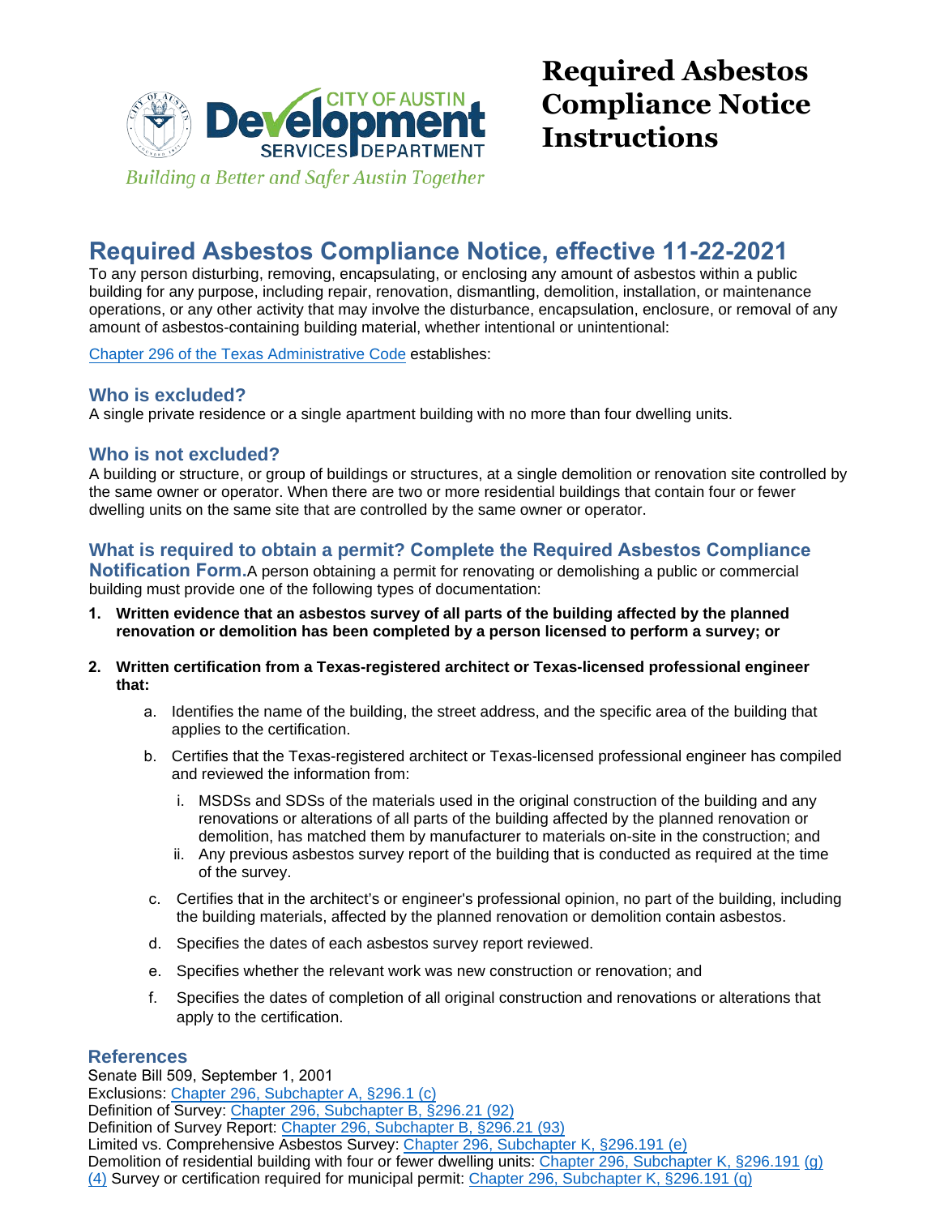CITY OF AUSTIN Development SERVICES DEPARTMENT

*Building a Better and Safer Austin Together*

# Required Asbestos Compliance Notice Instructions

## Required Asbestos Compliance Notice, effective 11-22-2021

To any person disturbing, removing, encapsulating, or enclosing any amount of asbestos within a public building for any purpose, including repair, renovation, dismantling, demolition, installation, or maintenance operations, or any other activity that may involve the disturbance, encapsulation, enclosure, or removal of any amount of asbestos-containing building material, whether intentional or unintentional:

Chapter 296 of the Texas Administrative Code establishes:

### Who is excluded?

A single private residence or a single apartment building with no more than four dwelling units.

### Who is not excluded?

A building or structure, or group of buildings or structures, at a single demolition or renovation site controlled by the same owner or operator. When there are two or more residential buildings that contain four or fewer dwelling units on the same site that are controlled by the same owner or operator.

### What is required to obtain a permit? Complete the Required Asbestos Compliance Notification Form.

A person obtaining a permit for renovating or demolishing a public or commercial building must provide one of the following types of documentation:

1. **Written evidence that an asbestos survey of all parts of the building affected by the planned renovation or demolition has been completed by a person licensed to perform a survey; or**
2. **Written certification from a Texas-registered architect or Texas-licensed professional engineer that:**
   a. Identifies the name of the building, the street address, and the specific area of the building that applies to the certification.
   b. Certifies that the Texas-registered architect or Texas-licensed professional engineer has compiled and reviewed the information from:
      i. MSDSs and SDSs of the materials used in the original construction of the building and any renovations or alterations of all parts of the building affected by the planned renovation or demolition, has matched them by manufacturer to materials on-site in the construction; and
      ii. Any previous asbestos survey report of the building that is conducted as required at the time of the survey.
   c. Certifies that in the architect's or engineer's professional opinion, no part of the building, including the building materials, affected by the planned renovation or demolition contain asbestos.
   d. Specifies the dates of each asbestos survey report reviewed.
   e. Specifies whether the relevant work was new construction or renovation; and
   f. Specifies the dates of completion of all original construction and renovations or alterations that apply to the certification.

### References

Senate Bill 509, September 1, 2001
Exclusions: Chapter 296, Subchapter A, §296.1 (c)
Definition of Survey: Chapter 296, Subchapter B, §296.21 (92)
Definition of Survey Report: Chapter 296, Subchapter B, §296.21 (93)
Limited vs. Comprehensive Asbestos Survey: Chapter 296, Subchapter K, §296.191 (e)
Demolition of residential building with four or fewer dwelling units: Chapter 296, Subchapter K, §296.191 (g) (4) Survey or certification required for municipal permit: Chapter 296, Subchapter K, §296.191 (g)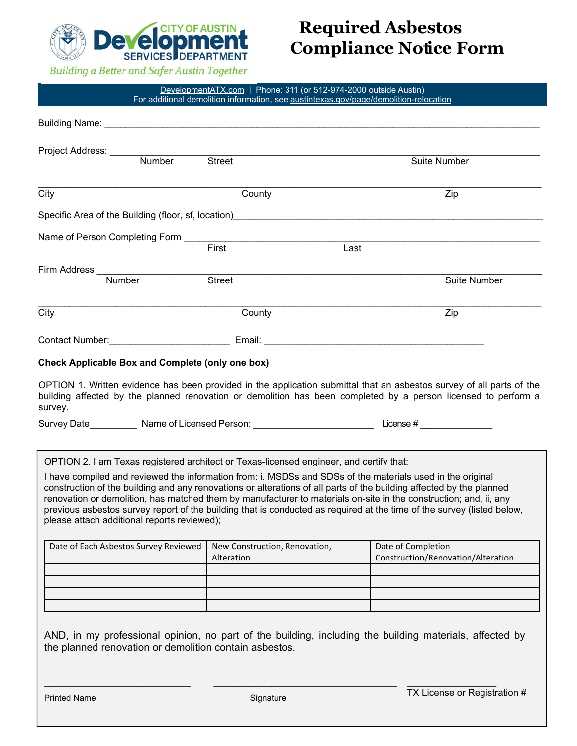CITY OF AUSTIN Development SERVICES DEPARTMENT

*Building a Better and Safer Austin Together*

# Required Asbestos Compliance Notice Form

DevelopmentATX.com | Phone: 311 (or 512-974-2000 outside Austin)
For additional demolition information, see austintexas.gov/page/demolition-relocation

Building Name: ______________________________________________________________________________

Project Address: ______________________________________________________________________________
Number Street Suite Number

_______________________________________________________________________________________
City County Zip

Specific Area of the Building (floor, sf, location)______________________________________________________

Name of Person Completing Form ________________________________________________________________
First Last

Firm Address _________________________________________________________________________________
Number Street Suite Number

_______________________________________________________________________________________
City County Zip

Contact Number:_______________________ Email: ___________________________________________

**Check Applicable Box and Complete (only one box)**

OPTION 1. Written evidence has been provided in the application submittal that an asbestos survey of all parts of the building affected by the planned renovation or demolition has been completed by a person licensed to perform a survey.

Survey Date_________ Name of Licensed Person: _______________________ License # ______________

OPTION 2. I am Texas registered architect or Texas-licensed engineer, and certify that:

I have compiled and reviewed the information from: i. MSDSs and SDSs of the materials used in the original construction of the building and any renovations or alterations of all parts of the building affected by the planned renovation or demolition, has matched them by manufacturer to materials on-site in the construction; and, ii, any previous asbestos survey report of the building that is conducted as required at the time of the survey (listed below, please attach additional reports reviewed);

| Date of Each Asbestos Survey Reviewed | New Construction, Renovation, Alteration | Date of Completion Construction/Renovation/Alteration |
|---|---|---|
| | | |
| | | |
| | | |
| | | |

AND, in my professional opinion, no part of the building, including the building materials, affected by the planned renovation or demolition contain asbestos.

_____________________________ ___________________________________ _________________

Printed Name Signature TX License or Registration #